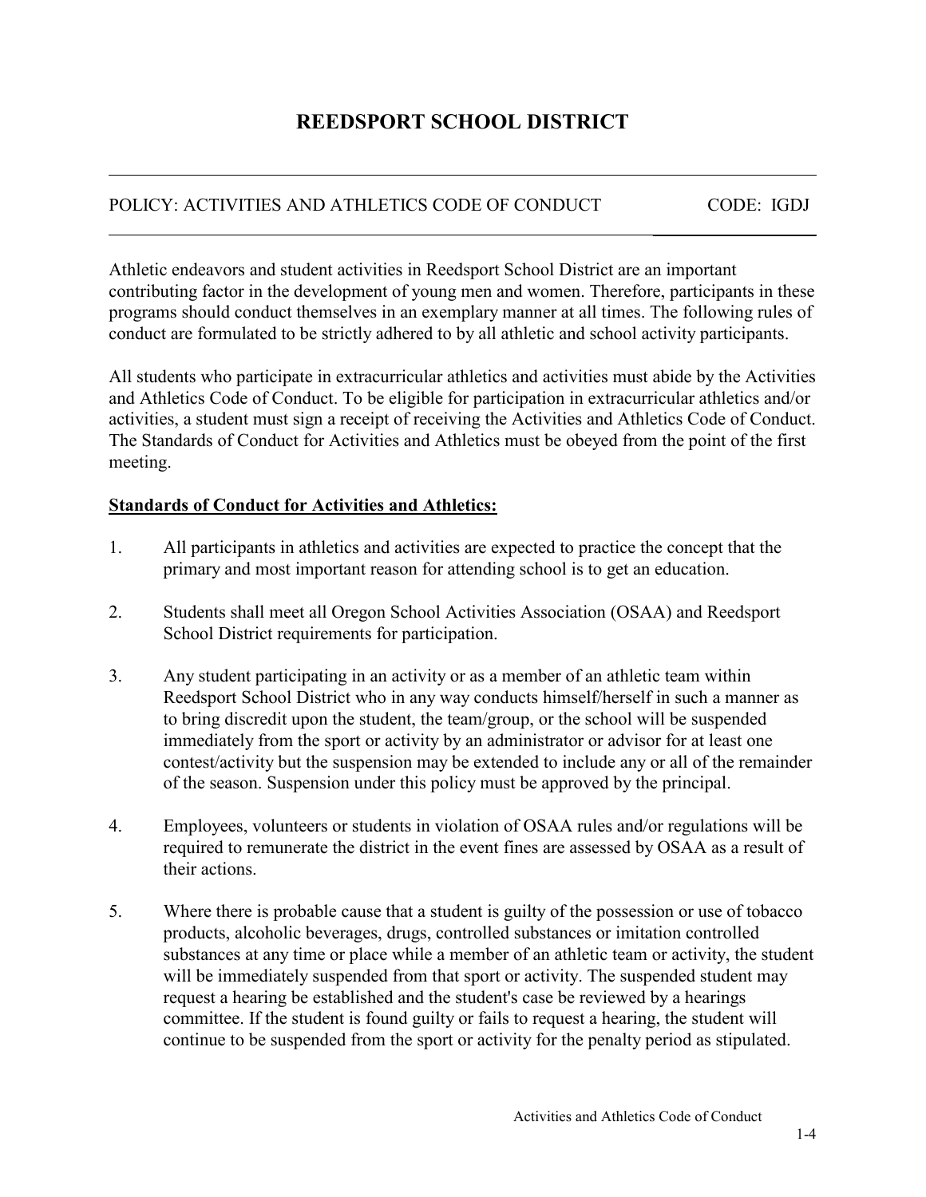# REEDSPORT SCHOOL DISTRICT

POLICY: ACTIVITIES AND ATHLETICS CODE OF CONDUCT CODE: IGDJ

Athletic endeavors and student activities in Reedsport School District are an important contributing factor in the development of young men and women. Therefore, participants in these programs should conduct themselves in an exemplary manner at all times. The following rules of conduct are formulated to be strictly adhered to by all athletic and school activity participants.

All students who participate in extracurricular athletics and activities must abide by the Activities and Athletics Code of Conduct. To be eligible for participation in extracurricular athletics and/or activities, a student must sign a receipt of receiving the Activities and Athletics Code of Conduct. The Standards of Conduct for Activities and Athletics must be obeyed from the point of the first meeting.

**Standards of Conduct for Activities and Athletics:**

1. All participants in athletics and activities are expected to practice the concept that the primary and most important reason for attending school is to get an education.

2. Students shall meet all Oregon School Activities Association (OSAA) and Reedsport School District requirements for participation.

3. Any student participating in an activity or as a member of an athletic team within Reedsport School District who in any way conducts himself/herself in such a manner as to bring discredit upon the student, the team/group, or the school will be suspended immediately from the sport or activity by an administrator or advisor for at least one contest/activity but the suspension may be extended to include any or all of the remainder of the season. Suspension under this policy must be approved by the principal.

4. Employees, volunteers or students in violation of OSAA rules and/or regulations will be required to remunerate the district in the event fines are assessed by OSAA as a result of their actions.

5. Where there is probable cause that a student is guilty of the possession or use of tobacco products, alcoholic beverages, drugs, controlled substances or imitation controlled substances at any time or place while a member of an athletic team or activity, the student will be immediately suspended from that sport or activity. The suspended student may request a hearing be established and the student's case be reviewed by a hearings committee. If the student is found guilty or fails to request a hearing, the student will continue to be suspended from the sport or activity for the penalty period as stipulated.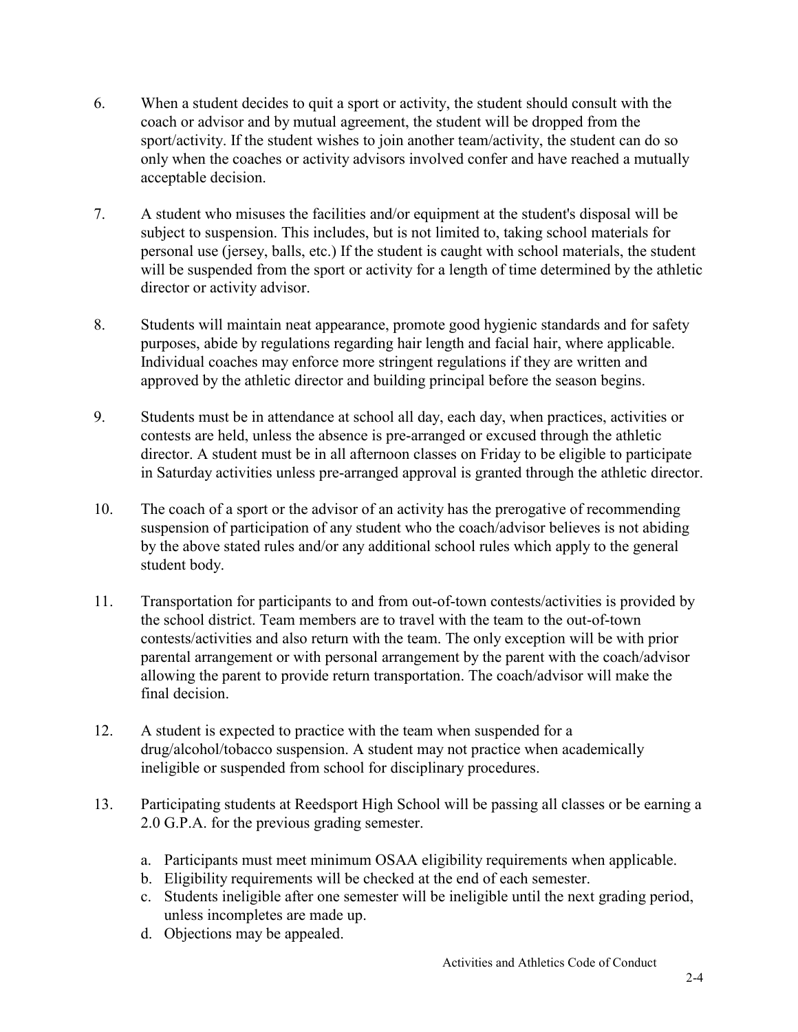6. When a student decides to quit a sport or activity, the student should consult with the coach or advisor and by mutual agreement, the student will be dropped from the sport/activity. If the student wishes to join another team/activity, the student can do so only when the coaches or activity advisors involved confer and have reached a mutually acceptable decision.

7. A student who misuses the facilities and/or equipment at the student's disposal will be subject to suspension. This includes, but is not limited to, taking school materials for personal use (jersey, balls, etc.) If the student is caught with school materials, the student will be suspended from the sport or activity for a length of time determined by the athletic director or activity advisor.

8. Students will maintain neat appearance, promote good hygienic standards and for safety purposes, abide by regulations regarding hair length and facial hair, where applicable. Individual coaches may enforce more stringent regulations if they are written and approved by the athletic director and building principal before the season begins.

9. Students must be in attendance at school all day, each day, when practices, activities or contests are held, unless the absence is pre-arranged or excused through the athletic director. A student must be in all afternoon classes on Friday to be eligible to participate in Saturday activities unless pre-arranged approval is granted through the athletic director.

10. The coach of a sport or the advisor of an activity has the prerogative of recommending suspension of participation of any student who the coach/advisor believes is not abiding by the above stated rules and/or any additional school rules which apply to the general student body.

11. Transportation for participants to and from out-of-town contests/activities is provided by the school district. Team members are to travel with the team to the out-of-town contests/activities and also return with the team. The only exception will be with prior parental arrangement or with personal arrangement by the parent with the coach/advisor allowing the parent to provide return transportation. The coach/advisor will make the final decision.

12. A student is expected to practice with the team when suspended for a drug/alcohol/tobacco suspension. A student may not practice when academically ineligible or suspended from school for disciplinary procedures.

13. Participating students at Reedsport High School will be passing all classes or be earning a 2.0 G.P.A. for the previous grading semester.

    a. Participants must meet minimum OSAA eligibility requirements when applicable.
    b. Eligibility requirements will be checked at the end of each semester.
    c. Students ineligible after one semester will be ineligible until the next grading period, unless incompletes are made up.
    d. Objections may be appealed.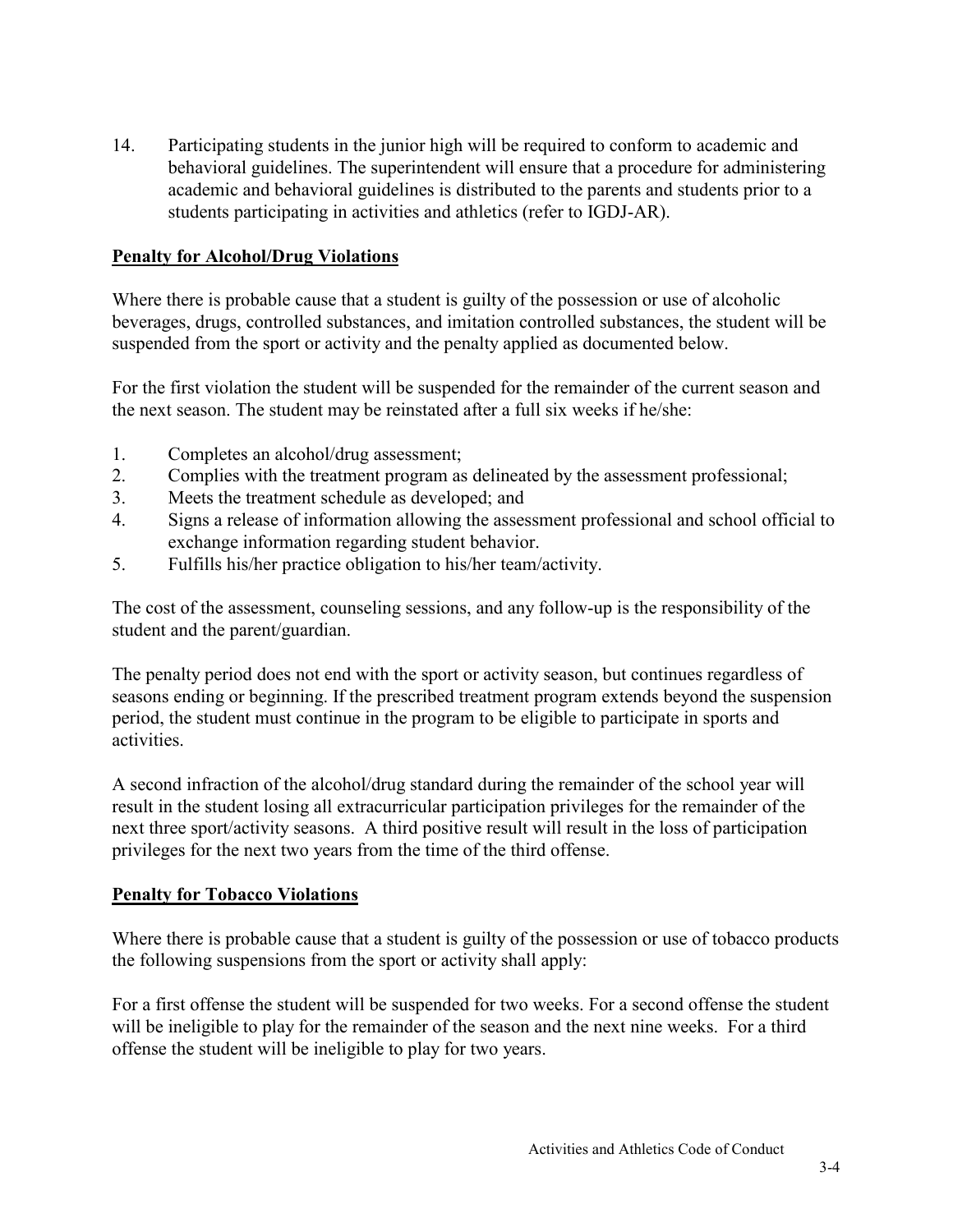14. Participating students in the junior high will be required to conform to academic and behavioral guidelines. The superintendent will ensure that a procedure for administering academic and behavioral guidelines is distributed to the parents and students prior to a students participating in activities and athletics (refer to IGDJ-AR).

**Penalty for Alcohol/Drug Violations**

Where there is probable cause that a student is guilty of the possession or use of alcoholic beverages, drugs, controlled substances, and imitation controlled substances, the student will be suspended from the sport or activity and the penalty applied as documented below.

For the first violation the student will be suspended for the remainder of the current season and the next season. The student may be reinstated after a full six weeks if he/she:

1. Completes an alcohol/drug assessment;
2. Complies with the treatment program as delineated by the assessment professional;
3. Meets the treatment schedule as developed; and
4. Signs a release of information allowing the assessment professional and school official to exchange information regarding student behavior.
5. Fulfills his/her practice obligation to his/her team/activity.

The cost of the assessment, counseling sessions, and any follow-up is the responsibility of the student and the parent/guardian.

The penalty period does not end with the sport or activity season, but continues regardless of seasons ending or beginning. If the prescribed treatment program extends beyond the suspension period, the student must continue in the program to be eligible to participate in sports and activities.

A second infraction of the alcohol/drug standard during the remainder of the school year will result in the student losing all extracurricular participation privileges for the remainder of the next three sport/activity seasons. A third positive result will result in the loss of participation privileges for the next two years from the time of the third offense.

**Penalty for Tobacco Violations**

Where there is probable cause that a student is guilty of the possession or use of tobacco products the following suspensions from the sport or activity shall apply:

For a first offense the student will be suspended for two weeks. For a second offense the student will be ineligible to play for the remainder of the season and the next nine weeks. For a third offense the student will be ineligible to play for two years.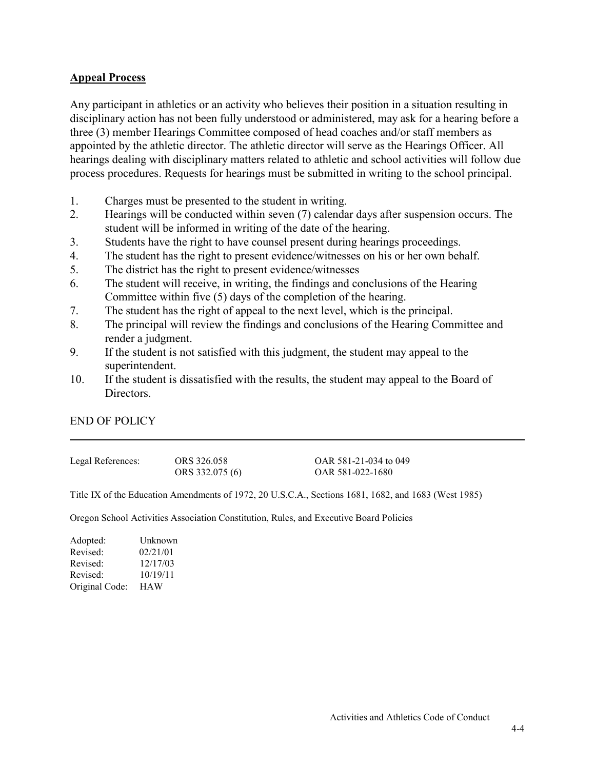## Appeal Process

Any participant in athletics or an activity who believes their position in a situation resulting in disciplinary action has not been fully understood or administered, may ask for a hearing before a three (3) member Hearings Committee composed of head coaches and/or staff members as appointed by the athletic director. The athletic director will serve as the Hearings Officer. All hearings dealing with disciplinary matters related to athletic and school activities will follow due process procedures. Requests for hearings must be submitted in writing to the school principal.

1. Charges must be presented to the student in writing.
2. Hearings will be conducted within seven (7) calendar days after suspension occurs. The student will be informed in writing of the date of the hearing.
3. Students have the right to have counsel present during hearings proceedings.
4. The student has the right to present evidence/witnesses on his or her own behalf.
5. The district has the right to present evidence/witnesses
6. The student will receive, in writing, the findings and conclusions of the Hearing Committee within five (5) days of the completion of the hearing.
7. The student has the right of appeal to the next level, which is the principal.
8. The principal will review the findings and conclusions of the Hearing Committee and render a judgment.
9. If the student is not satisfied with this judgment, the student may appeal to the superintendent.
10. If the student is dissatisfied with the results, the student may appeal to the Board of Directors.

END OF POLICY

---

| | | |
|---|---|---|
| Legal References: | ORS 326.058 | OAR 581-21-034 to 049 |
| | ORS 332.075 (6) | OAR 581-022-1680 |

Title IX of the Education Amendments of 1972, 20 U.S.C.A., Sections 1681, 1682, and 1683 (West 1985)

Oregon School Activities Association Constitution, Rules, and Executive Board Policies

| | |
|---|---|
| Adopted: | Unknown |
| Revised: | 02/21/01 |
| Revised: | 12/17/03 |
| Revised: | 10/19/11 |
| Original Code: | HAW |